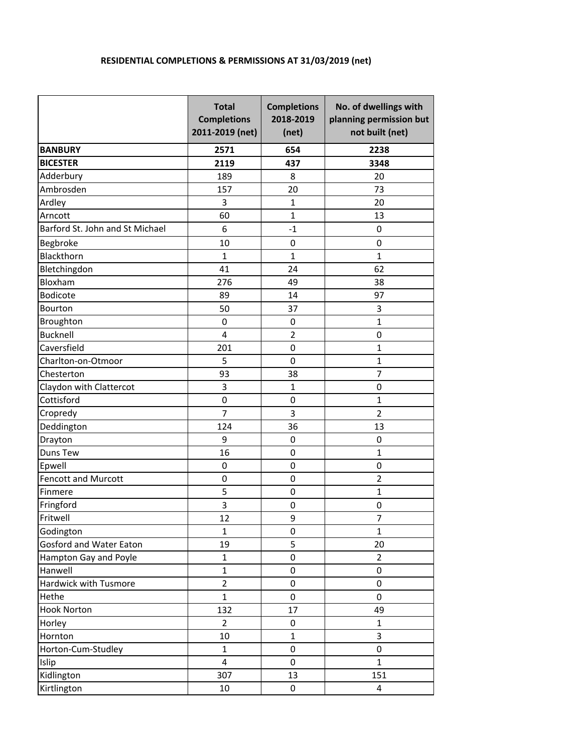## RESIDENTIAL COMPLETIONS & PERMISSIONS AT 31/03/2019 (net)

| | Total Completions 2011-2019 (net) | Completions 2018-2019 (net) | No. of dwellings with planning permission but not built (net) |
|---|---|---|---|
| **BANBURY** | **2571** | **654** | **2238** |
| **BICESTER** | **2119** | **437** | **3348** |
| Adderbury | 189 | 8 | 20 |
| Ambrosden | 157 | 20 | 73 |
| Ardley | 3 | 1 | 20 |
| Arncott | 60 | 1 | 13 |
| Barford St. John and St Michael | 6 | -1 | 0 |
| Begbroke | 10 | 0 | 0 |
| Blackthorn | 1 | 1 | 1 |
| Bletchingdon | 41 | 24 | 62 |
| Bloxham | 276 | 49 | 38 |
| Bodicote | 89 | 14 | 97 |
| Bourton | 50 | 37 | 3 |
| Broughton | 0 | 0 | 1 |
| Bucknell | 4 | 2 | 0 |
| Caversfield | 201 | 0 | 1 |
| Charlton-on-Otmoor | 5 | 0 | 1 |
| Chesterton | 93 | 38 | 7 |
| Claydon with Clattercot | 3 | 1 | 0 |
| Cottisford | 0 | 0 | 1 |
| Cropredy | 7 | 3 | 2 |
| Deddington | 124 | 36 | 13 |
| Drayton | 9 | 0 | 0 |
| Duns Tew | 16 | 0 | 1 |
| Epwell | 0 | 0 | 0 |
| Fencott and Murcott | 0 | 0 | 2 |
| Finmere | 5 | 0 | 1 |
| Fringford | 3 | 0 | 0 |
| Fritwell | 12 | 9 | 7 |
| Godington | 1 | 0 | 1 |
| Gosford and Water Eaton | 19 | 5 | 20 |
| Hampton Gay and Poyle | 1 | 0 | 2 |
| Hanwell | 1 | 0 | 0 |
| Hardwick with Tusmore | 2 | 0 | 0 |
| Hethe | 1 | 0 | 0 |
| Hook Norton | 132 | 17 | 49 |
| Horley | 2 | 0 | 1 |
| Hornton | 10 | 1 | 3 |
| Horton-Cum-Studley | 1 | 0 | 0 |
| Islip | 4 | 0 | 1 |
| Kidlington | 307 | 13 | 151 |
| Kirtlington | 10 | 0 | 4 |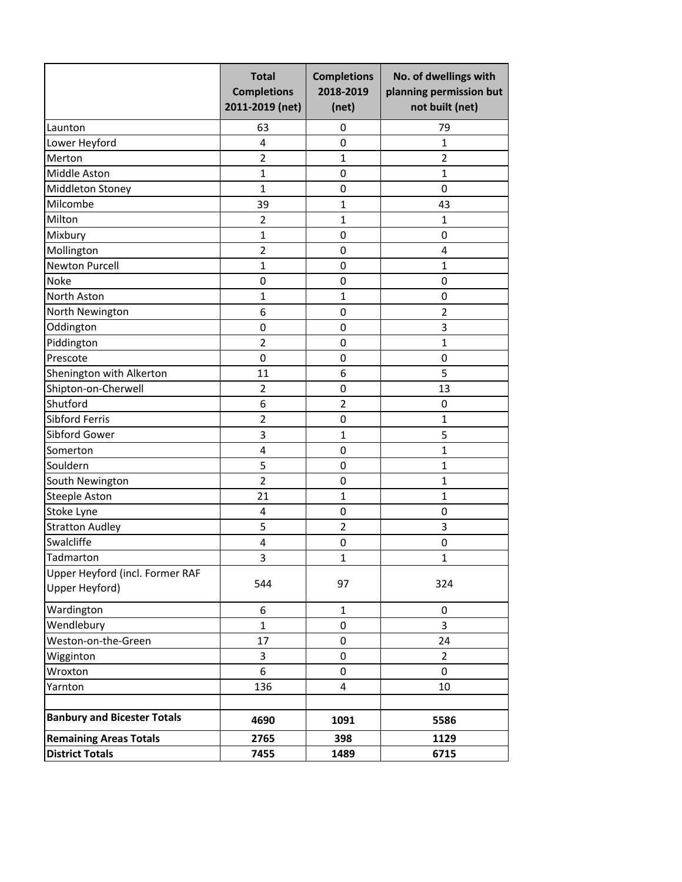| | Total Completions 2011-2019 (net) | Completions 2018-2019 (net) | No. of dwellings with planning permission but not built (net) |
|---|---|---|---|
| Launton | 63 | 0 | 79 |
| Lower Heyford | 4 | 0 | 1 |
| Merton | 2 | 1 | 2 |
| Middle Aston | 1 | 0 | 1 |
| Middleton Stoney | 1 | 0 | 0 |
| Milcombe | 39 | 1 | 43 |
| Milton | 2 | 1 | 1 |
| Mixbury | 1 | 0 | 0 |
| Mollington | 2 | 0 | 4 |
| Newton Purcell | 1 | 0 | 1 |
| Noke | 0 | 0 | 0 |
| North Aston | 1 | 1 | 0 |
| North Newington | 6 | 0 | 2 |
| Oddington | 0 | 0 | 3 |
| Piddington | 2 | 0 | 1 |
| Prescote | 0 | 0 | 0 |
| Shenington with Alkerton | 11 | 6 | 5 |
| Shipton-on-Cherwell | 2 | 0 | 13 |
| Shutford | 6 | 2 | 0 |
| Sibford Ferris | 2 | 0 | 1 |
| Sibford Gower | 3 | 1 | 5 |
| Somerton | 4 | 0 | 1 |
| Souldern | 5 | 0 | 1 |
| South Newington | 2 | 0 | 1 |
| Steeple Aston | 21 | 1 | 1 |
| Stoke Lyne | 4 | 0 | 0 |
| Stratton Audley | 5 | 2 | 3 |
| Swalcliffe | 4 | 0 | 0 |
| Tadmarton | 3 | 1 | 1 |
| Upper Heyford (incl. Former RAF Upper Heyford) | 544 | 97 | 324 |
| Wardington | 6 | 1 | 0 |
| Wendlebury | 1 | 0 | 3 |
| Weston-on-the-Green | 17 | 0 | 24 |
| Wigginton | 3 | 0 | 2 |
| Wroxton | 6 | 0 | 0 |
| Yarnton | 136 | 4 | 10 |
| | | | |
| **Banbury and Bicester Totals** | **4690** | **1091** | **5586** |
| **Remaining Areas Totals** | **2765** | **398** | **1129** |
| **District Totals** | **7455** | **1489** | **6715** |